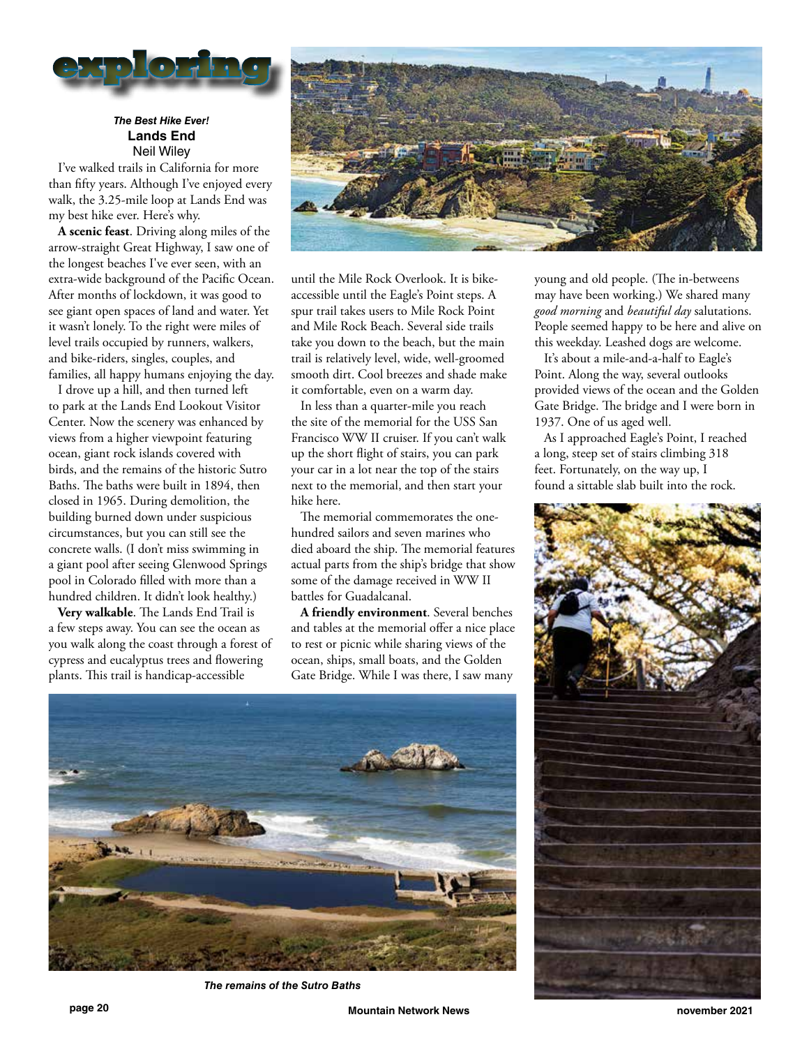# exploring

### *The Best Hike Ever!*
## Lands End
Neil Wiley

I've walked trails in California for more than fifty years. Although I've enjoyed every walk, the 3.25-mile loop at Lands End was my best hike ever. Here's why.

**A scenic feast**. Driving along miles of the arrow-straight Great Highway, I saw one of the longest beaches I've ever seen, with an extra-wide background of the Pacific Ocean. After months of lockdown, it was good to see giant open spaces of land and water. Yet it wasn't lonely. To the right were miles of level trails occupied by runners, walkers, and bike-riders, singles, couples, and families, all happy humans enjoying the day.

I drove up a hill, and then turned left to park at the Lands End Lookout Visitor Center. Now the scenery was enhanced by views from a higher viewpoint featuring ocean, giant rock islands covered with birds, and the remains of the historic Sutro Baths. The baths were built in 1894, then closed in 1965. During demolition, the building burned down under suspicious circumstances, but you can still see the concrete walls. (I don't miss swimming in a giant pool after seeing Glenwood Springs pool in Colorado filled with more than a hundred children. It didn't look healthy.)

**Very walkable**. The Lands End Trail is a few steps away. You can see the ocean as you walk along the coast through a forest of cypress and eucalyptus trees and flowering plants. This trail is handicap-accessible until the Mile Rock Overlook. It is bike-accessible until the Eagle's Point steps. A spur trail takes users to Mile Rock Point and Mile Rock Beach. Several side trails take you down to the beach, but the main trail is relatively level, wide, well-groomed smooth dirt. Cool breezes and shade make it comfortable, even on a warm day.

In less than a quarter-mile you reach the site of the memorial for the USS San Francisco WW II cruiser. If you can't walk up the short flight of stairs, you can park your car in a lot near the top of the stairs next to the memorial, and then start your hike here.

The memorial commemorates the one-hundred sailors and seven marines who died aboard the ship. The memorial features actual parts from the ship's bridge that show some of the damage received in WW II battles for Guadalcanal.

**A friendly environment**. Several benches and tables at the memorial offer a nice place to rest or picnic while sharing views of the ocean, ships, small boats, and the Golden Gate Bridge. While I was there, I saw many young and old people. (The in-betweens may have been working.) We shared many *good morning* and *beautiful day* salutations. People seemed happy to be here and alive on this weekday. Leashed dogs are welcome.

It's about a mile-and-a-half to Eagle's Point. Along the way, several outlooks provided views of the ocean and the Golden Gate Bridge. The bridge and I were born in 1937. One of us aged well.

As I approached Eagle's Point, I reached a long, steep set of stairs climbing 318 feet. Fortunately, on the way up, I found a sittable slab built into the rock.

*The remains of the Sutro Baths*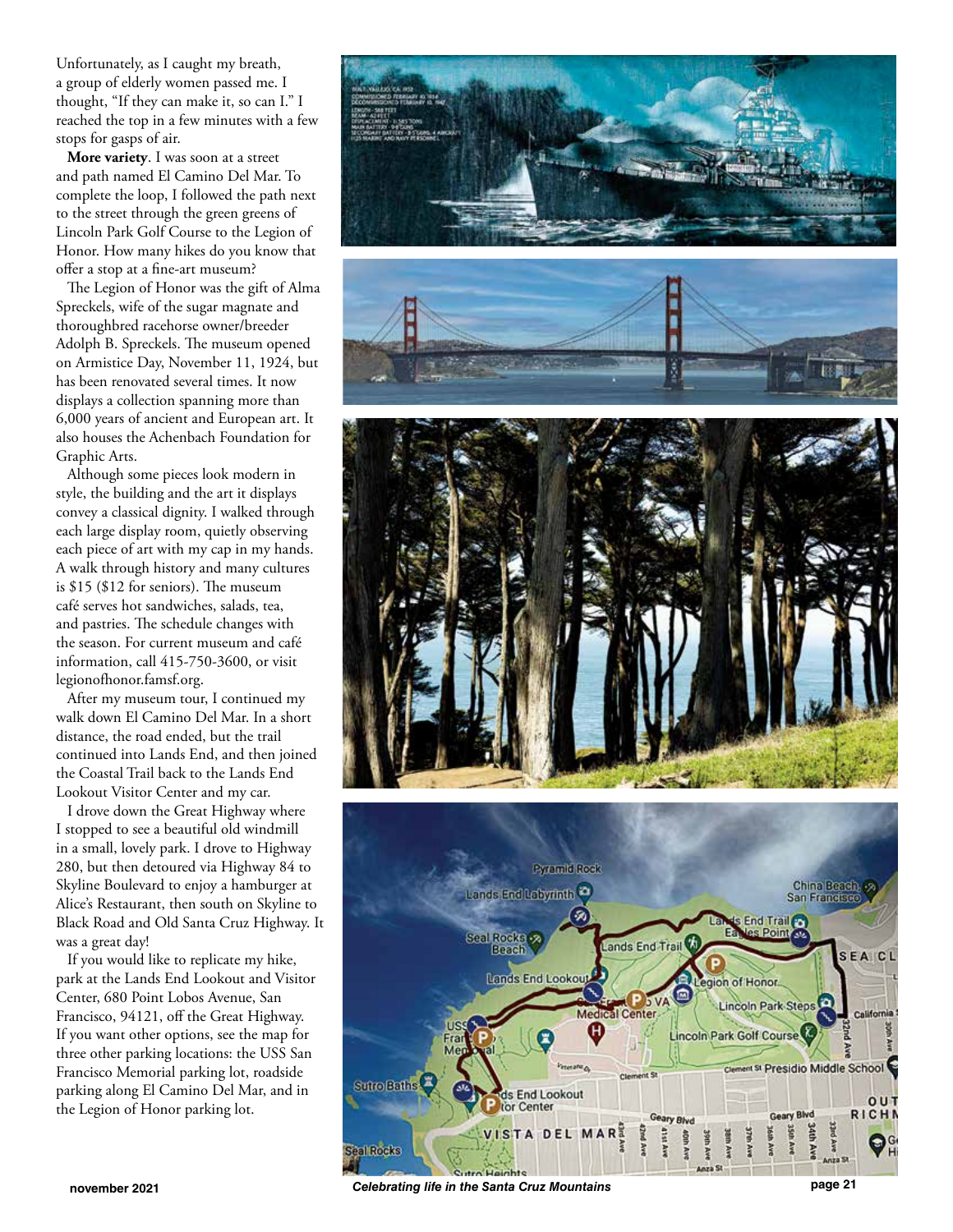Unfortunately, as I caught my breath, a group of elderly women passed me. I thought, "If they can make it, so can I." I reached the top in a few minutes with a few stops for gasps of air.

**More variety**. I was soon at a street and path named El Camino Del Mar. To complete the loop, I followed the path next to the street through the green greens of Lincoln Park Golf Course to the Legion of Honor. How many hikes do you know that offer a stop at a fine-art museum?

The Legion of Honor was the gift of Alma Spreckels, wife of the sugar magnate and thoroughbred racehorse owner/breeder Adolph B. Spreckels. The museum opened on Armistice Day, November 11, 1924, but has been renovated several times. It now displays a collection spanning more than 6,000 years of ancient and European art. It also houses the Achenbach Foundation for Graphic Arts.

Although some pieces look modern in style, the building and the art it displays convey a classical dignity. I walked through each large display room, quietly observing each piece of art with my cap in my hands. A walk through history and many cultures is $15 ($12 for seniors). The museum café serves hot sandwiches, salads, tea, and pastries. The schedule changes with the season. For current museum and café information, call 415-750-3600, or visit legionofhonor.famsf.org.

After my museum tour, I continued my walk down El Camino Del Mar. In a short distance, the road ended, but the trail continued into Lands End, and then joined the Coastal Trail back to the Lands End Lookout Visitor Center and my car.

I drove down the Great Highway where I stopped to see a beautiful old windmill in a small, lovely park. I drove to Highway 280, but then detoured via Highway 84 to Skyline Boulevard to enjoy a hamburger at Alice's Restaurant, then south on Skyline to Black Road and Old Santa Cruz Highway. It was a great day!

If you would like to replicate my hike, park at the Lands End Lookout and Visitor Center, 680 Point Lobos Avenue, San Francisco, 94121, off the Great Highway. If you want other options, see the map for three other parking locations: the USS San Francisco Memorial parking lot, roadside parking along El Camino Del Mar, and in the Legion of Honor parking lot.